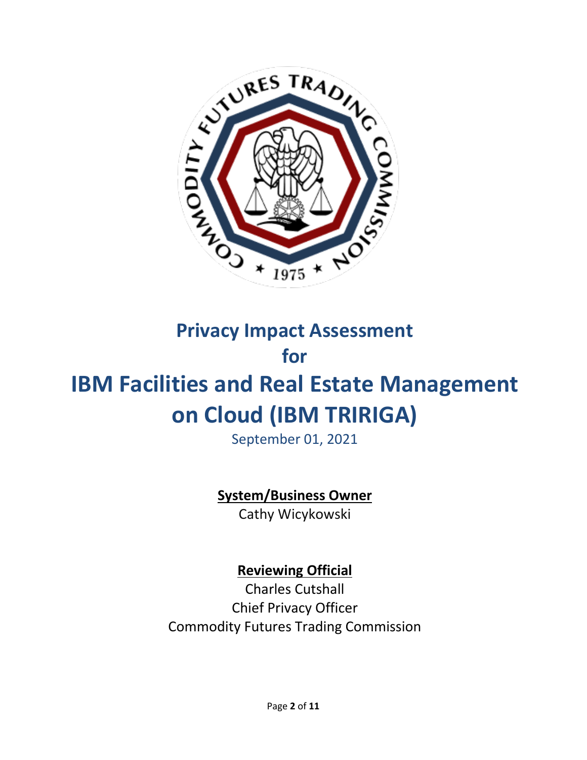# Privacy Impact Assessment

# for

# IBM Facilities and Real Estate Management on Cloud (IBM TRIRIGA)

September 01, 2021

**System/Business Owner**

Cathy Wicykowski

**Reviewing Official**

Charles Cutshall

Chief Privacy Officer

Commodity Futures Trading Commission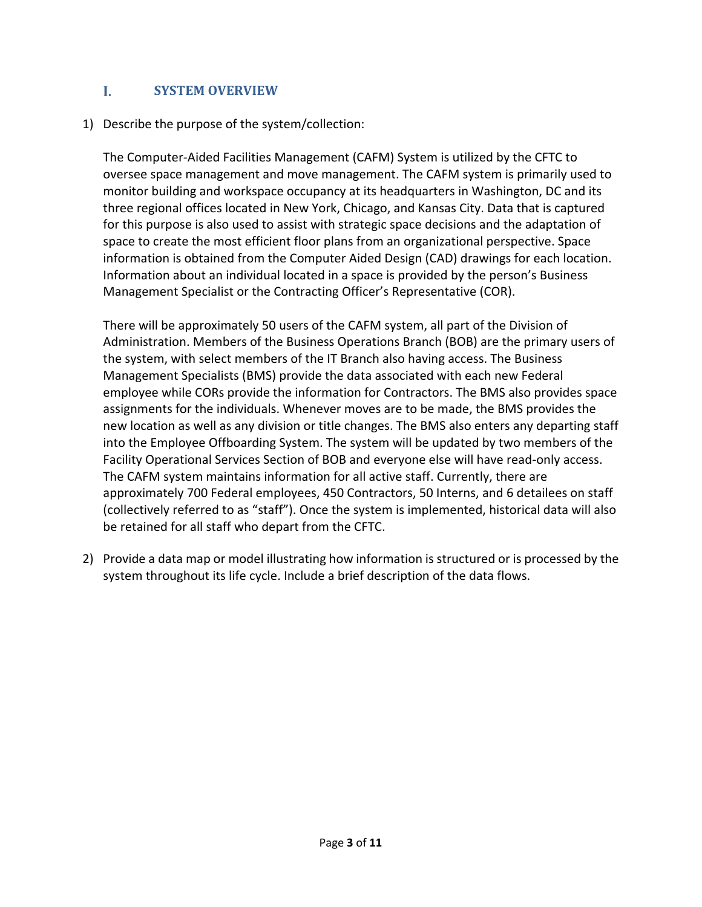## I. SYSTEM OVERVIEW

1) Describe the purpose of the system/collection:

   The Computer-Aided Facilities Management (CAFM) System is utilized by the CFTC to oversee space management and move management. The CAFM system is primarily used to monitor building and workspace occupancy at its headquarters in Washington, DC and its three regional offices located in New York, Chicago, and Kansas City. Data that is captured for this purpose is also used to assist with strategic space decisions and the adaptation of space to create the most efficient floor plans from an organizational perspective. Space information is obtained from the Computer Aided Design (CAD) drawings for each location. Information about an individual located in a space is provided by the person's Business Management Specialist or the Contracting Officer's Representative (COR).

   There will be approximately 50 users of the CAFM system, all part of the Division of Administration. Members of the Business Operations Branch (BOB) are the primary users of the system, with select members of the IT Branch also having access. The Business Management Specialists (BMS) provide the data associated with each new Federal employee while CORs provide the information for Contractors. The BMS also provides space assignments for the individuals. Whenever moves are to be made, the BMS provides the new location as well as any division or title changes. The BMS also enters any departing staff into the Employee Offboarding System. The system will be updated by two members of the Facility Operational Services Section of BOB and everyone else will have read-only access. The CAFM system maintains information for all active staff. Currently, there are approximately 700 Federal employees, 450 Contractors, 50 Interns, and 6 detailees on staff (collectively referred to as "staff"). Once the system is implemented, historical data will also be retained for all staff who depart from the CFTC.

2) Provide a data map or model illustrating how information is structured or is processed by the system throughout its life cycle. Include a brief description of the data flows.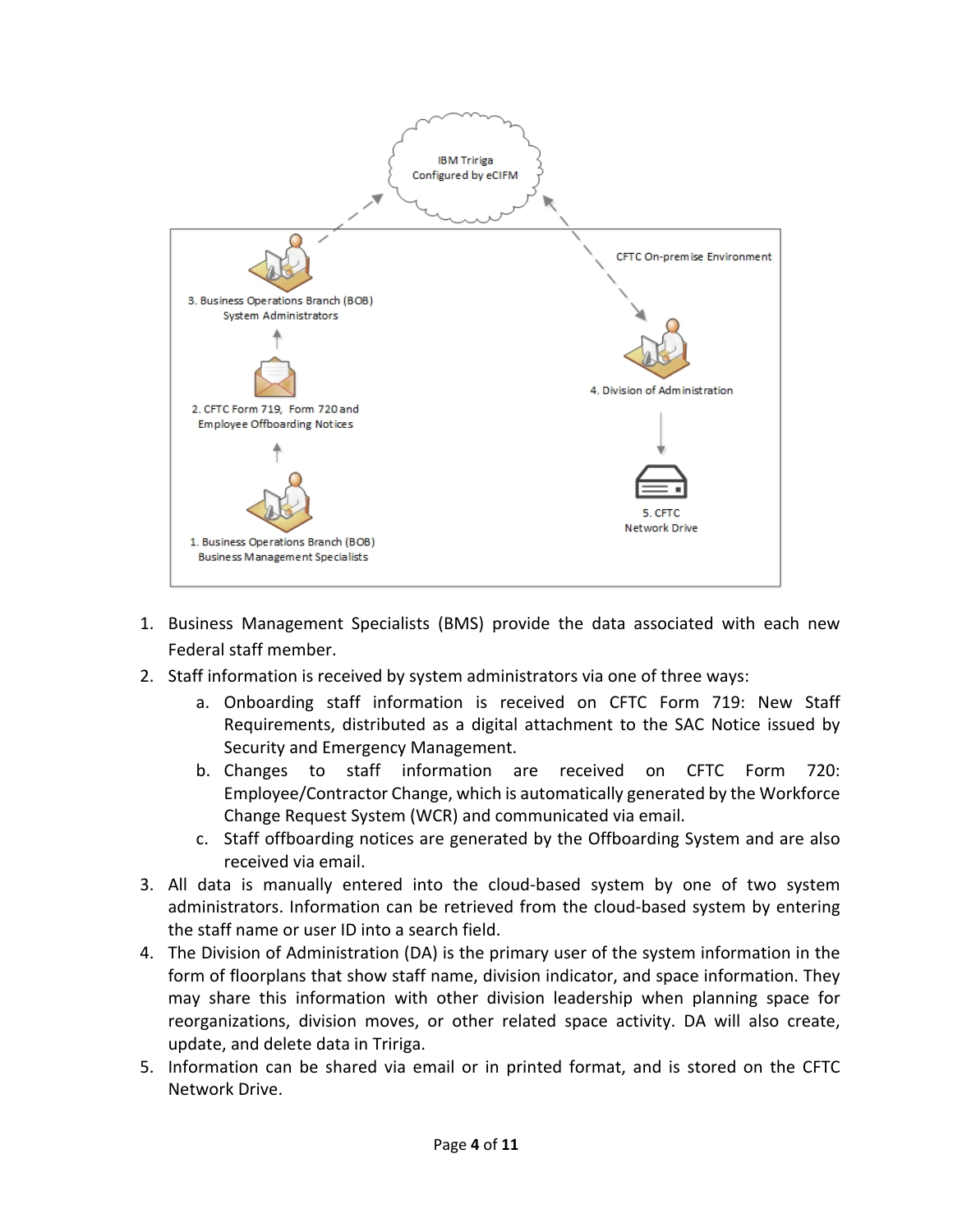IBM Tririga
Configured by eCIFM

CFTC On-premise Environment

3. Business Operations Branch (BOB) System Administrators

2. CFTC Form 719, Form 720 and Employee Offboarding Notices

1. Business Operations Branch (BOB) Business Management Specialists

4. Division of Administration

5. CFTC Network Drive

1. Business Management Specialists (BMS) provide the data associated with each new Federal staff member.
2. Staff information is received by system administrators via one of three ways:
   a. Onboarding staff information is received on CFTC Form 719: New Staff Requirements, distributed as a digital attachment to the SAC Notice issued by Security and Emergency Management.
   b. Changes to staff information are received on CFTC Form 720: Employee/Contractor Change, which is automatically generated by the Workforce Change Request System (WCR) and communicated via email.
   c. Staff offboarding notices are generated by the Offboarding System and are also received via email.
3. All data is manually entered into the cloud-based system by one of two system administrators. Information can be retrieved from the cloud-based system by entering the staff name or user ID into a search field.
4. The Division of Administration (DA) is the primary user of the system information in the form of floorplans that show staff name, division indicator, and space information. They may share this information with other division leadership when planning space for reorganizations, division moves, or other related space activity. DA will also create, update, and delete data in Tririga.
5. Information can be shared via email or in printed format, and is stored on the CFTC Network Drive.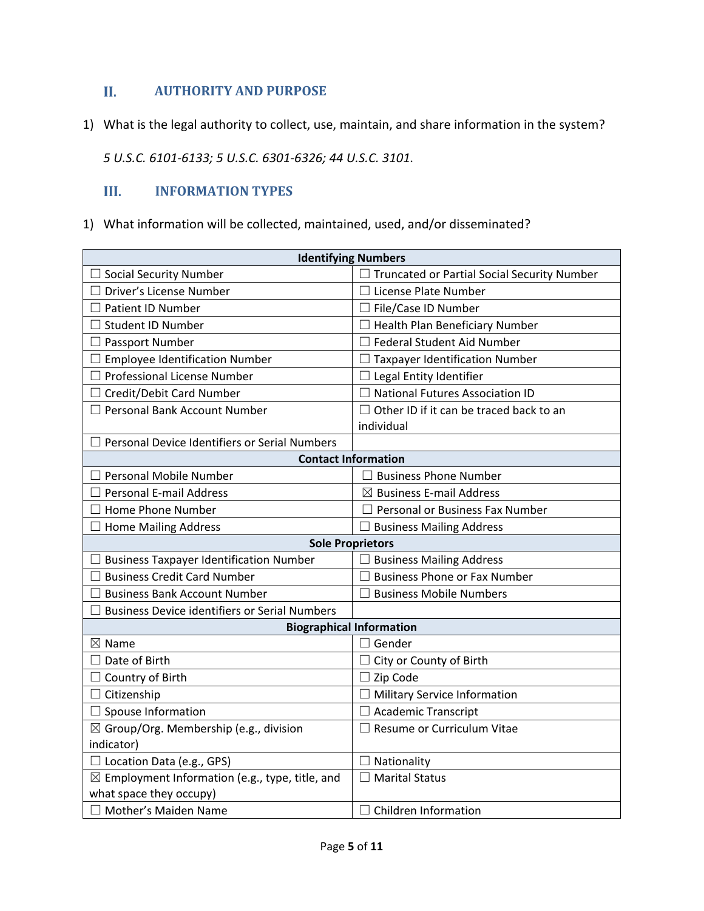## II. AUTHORITY AND PURPOSE

1) What is the legal authority to collect, use, maintain, and share information in the system?

   *5 U.S.C. 6101-6133; 5 U.S.C. 6301-6326; 44 U.S.C. 3101.*

## III. INFORMATION TYPES

1) What information will be collected, maintained, used, and/or disseminated?

| **Identifying Numbers** | |
|---|---|
| ☐ Social Security Number | ☐ Truncated or Partial Social Security Number |
| ☐ Driver's License Number | ☐ License Plate Number |
| ☐ Patient ID Number | ☐ File/Case ID Number |
| ☐ Student ID Number | ☐ Health Plan Beneficiary Number |
| ☐ Passport Number | ☐ Federal Student Aid Number |
| ☐ Employee Identification Number | ☐ Taxpayer Identification Number |
| ☐ Professional License Number | ☐ Legal Entity Identifier |
| ☐ Credit/Debit Card Number | ☐ National Futures Association ID |
| ☐ Personal Bank Account Number | ☐ Other ID if it can be traced back to an individual |
| ☐ Personal Device Identifiers or Serial Numbers | |
| **Contact Information** | |
| ☐ Personal Mobile Number | ☐ Business Phone Number |
| ☐ Personal E-mail Address | ☒ Business E-mail Address |
| ☐ Home Phone Number | ☐ Personal or Business Fax Number |
| ☐ Home Mailing Address | ☐ Business Mailing Address |
| **Sole Proprietors** | |
| ☐ Business Taxpayer Identification Number | ☐ Business Mailing Address |
| ☐ Business Credit Card Number | ☐ Business Phone or Fax Number |
| ☐ Business Bank Account Number | ☐ Business Mobile Numbers |
| ☐ Business Device identifiers or Serial Numbers | |
| **Biographical Information** | |
| ☒ Name | ☐ Gender |
| ☐ Date of Birth | ☐ City or County of Birth |
| ☐ Country of Birth | ☐ Zip Code |
| ☐ Citizenship | ☐ Military Service Information |
| ☐ Spouse Information | ☐ Academic Transcript |
| ☒ Group/Org. Membership (e.g., division indicator) | ☐ Resume or Curriculum Vitae |
| ☐ Location Data (e.g., GPS) | ☐ Nationality |
| ☒ Employment Information (e.g., type, title, and what space they occupy) | ☐ Marital Status |
| ☐ Mother's Maiden Name | ☐ Children Information |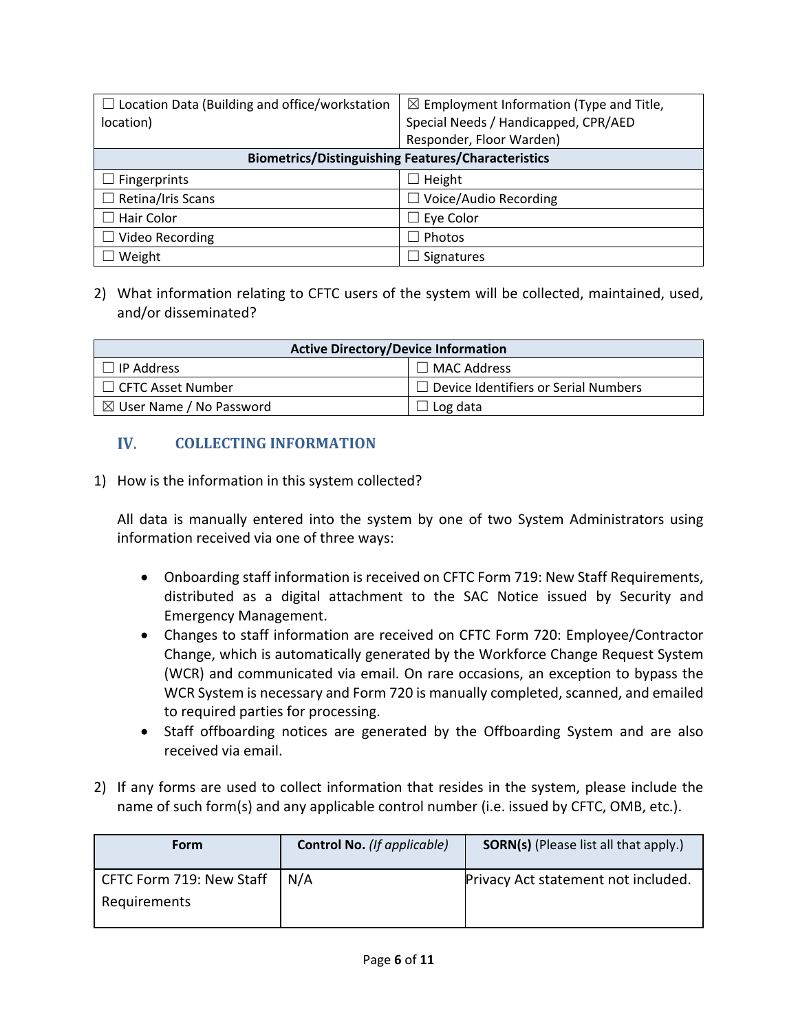| ☐ Location Data (Building and office/workstation location) | ☒ Employment Information (Type and Title, Special Needs / Handicapped, CPR/AED Responder, Floor Warden) |
|---|---|
| **Biometrics/Distinguishing Features/Characteristics** | |
| ☐ Fingerprints | ☐ Height |
| ☐ Retina/Iris Scans | ☐ Voice/Audio Recording |
| ☐ Hair Color | ☐ Eye Color |
| ☐ Video Recording | ☐ Photos |
| ☐ Weight | ☐ Signatures |

2) What information relating to CFTC users of the system will be collected, maintained, used, and/or disseminated?

| Active Directory/Device Information | |
|---|---|
| ☐ IP Address | ☐ MAC Address |
| ☐ CFTC Asset Number | ☐ Device Identifiers or Serial Numbers |
| ☒ User Name / No Password | ☐ Log data |

## IV. COLLECTING INFORMATION

1) How is the information in this system collected?

All data is manually entered into the system by one of two System Administrators using information received via one of three ways:

- Onboarding staff information is received on CFTC Form 719: New Staff Requirements, distributed as a digital attachment to the SAC Notice issued by Security and Emergency Management.
- Changes to staff information are received on CFTC Form 720: Employee/Contractor Change, which is automatically generated by the Workforce Change Request System (WCR) and communicated via email. On rare occasions, an exception to bypass the WCR System is necessary and Form 720 is manually completed, scanned, and emailed to required parties for processing.
- Staff offboarding notices are generated by the Offboarding System and are also received via email.

2) If any forms are used to collect information that resides in the system, please include the name of such form(s) and any applicable control number (i.e. issued by CFTC, OMB, etc.).

| Form | Control No. *(If applicable)* | SORN(s) (Please list all that apply.) |
|---|---|---|
| CFTC Form 719: New Staff Requirements | N/A | Privacy Act statement not included. |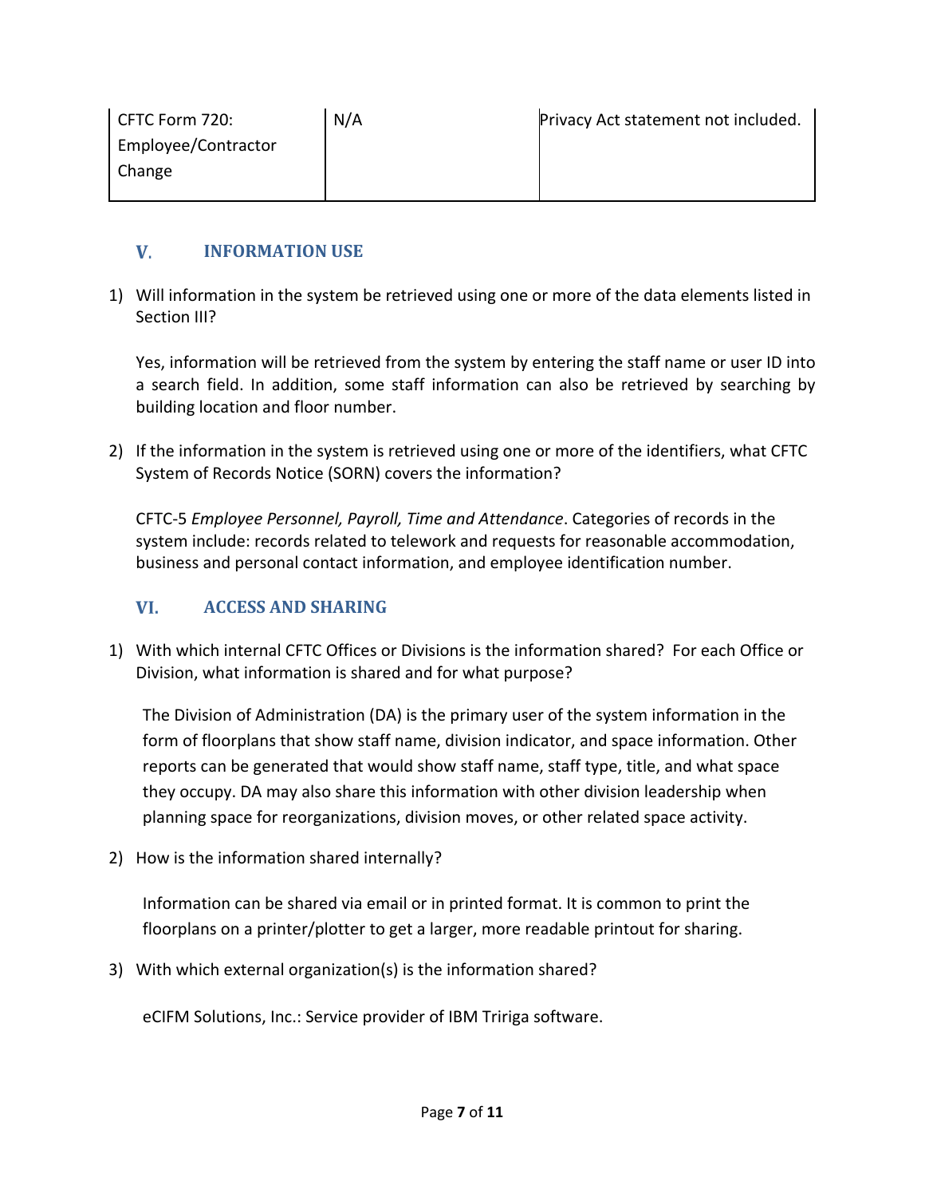| CFTC Form 720: Employee/Contractor Change | N/A | Privacy Act statement not included. |
|---|---|---|

## V. INFORMATION USE

1) Will information in the system be retrieved using one or more of the data elements listed in Section III?

   Yes, information will be retrieved from the system by entering the staff name or user ID into a search field. In addition, some staff information can also be retrieved by searching by building location and floor number.

2) If the information in the system is retrieved using one or more of the identifiers, what CFTC System of Records Notice (SORN) covers the information?

   CFTC-5 *Employee Personnel, Payroll, Time and Attendance*. Categories of records in the system include: records related to telework and requests for reasonable accommodation, business and personal contact information, and employee identification number.

## VI. ACCESS AND SHARING

1) With which internal CFTC Offices or Divisions is the information shared? For each Office or Division, what information is shared and for what purpose?

   The Division of Administration (DA) is the primary user of the system information in the form of floorplans that show staff name, division indicator, and space information. Other reports can be generated that would show staff name, staff type, title, and what space they occupy. DA may also share this information with other division leadership when planning space for reorganizations, division moves, or other related space activity.

2) How is the information shared internally?

   Information can be shared via email or in printed format. It is common to print the floorplans on a printer/plotter to get a larger, more readable printout for sharing.

3) With which external organization(s) is the information shared?

   eCIFM Solutions, Inc.: Service provider of IBM Tririga software.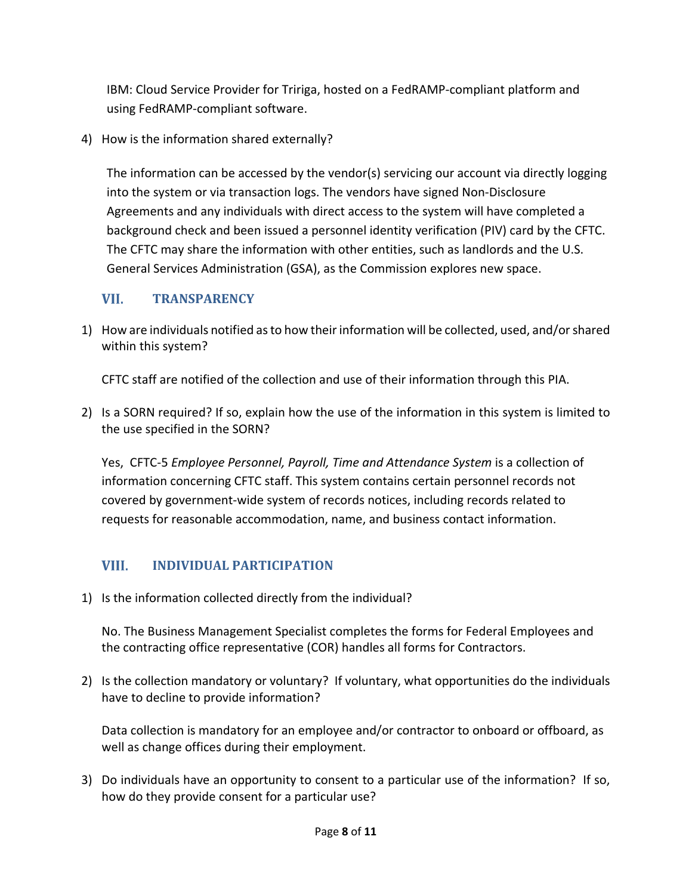IBM: Cloud Service Provider for Tririga, hosted on a FedRAMP-compliant platform and using FedRAMP-compliant software.

4) How is the information shared externally?

   The information can be accessed by the vendor(s) servicing our account via directly logging into the system or via transaction logs. The vendors have signed Non-Disclosure Agreements and any individuals with direct access to the system will have completed a background check and been issued a personnel identity verification (PIV) card by the CFTC. The CFTC may share the information with other entities, such as landlords and the U.S. General Services Administration (GSA), as the Commission explores new space.

## VII. TRANSPARENCY

1) How are individuals notified as to how their information will be collected, used, and/or shared within this system?

   CFTC staff are notified of the collection and use of their information through this PIA.

2) Is a SORN required? If so, explain how the use of the information in this system is limited to the use specified in the SORN?

   Yes, CFTC-5 *Employee Personnel, Payroll, Time and Attendance System* is a collection of information concerning CFTC staff. This system contains certain personnel records not covered by government-wide system of records notices, including records related to requests for reasonable accommodation, name, and business contact information.

## VIII. INDIVIDUAL PARTICIPATION

1) Is the information collected directly from the individual?

   No. The Business Management Specialist completes the forms for Federal Employees and the contracting office representative (COR) handles all forms for Contractors.

2) Is the collection mandatory or voluntary? If voluntary, what opportunities do the individuals have to decline to provide information?

   Data collection is mandatory for an employee and/or contractor to onboard or offboard, as well as change offices during their employment.

3) Do individuals have an opportunity to consent to a particular use of the information? If so, how do they provide consent for a particular use?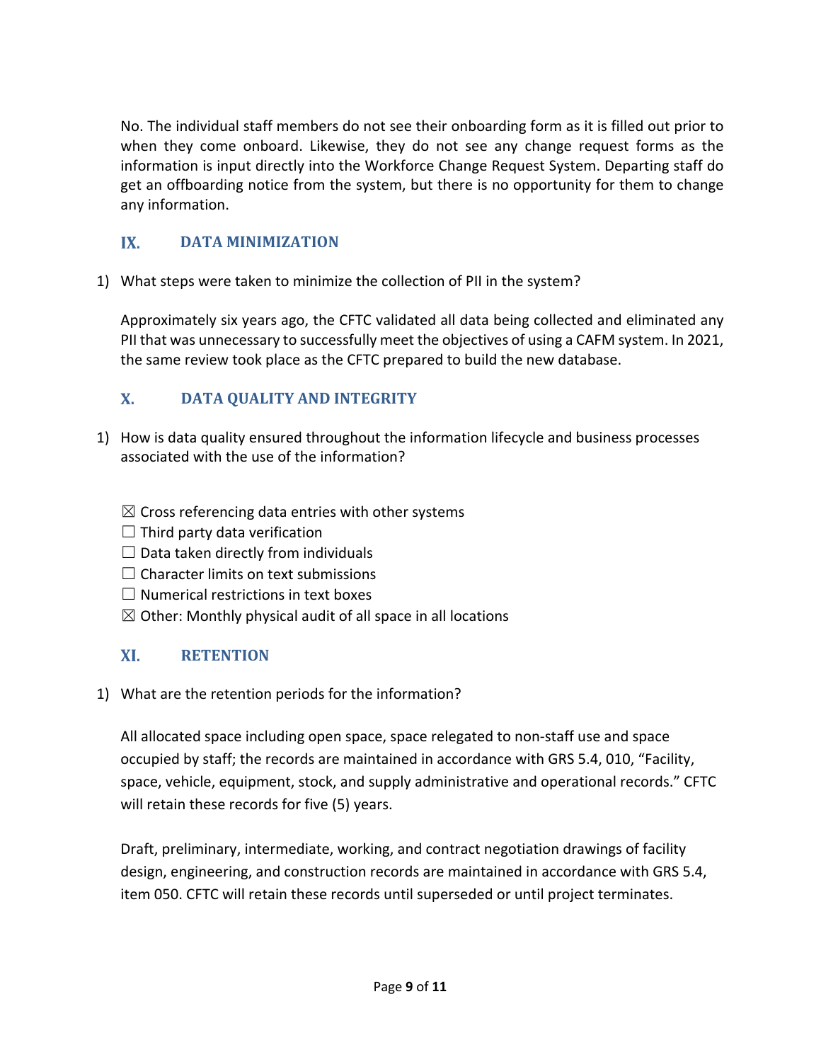No. The individual staff members do not see their onboarding form as it is filled out prior to when they come onboard. Likewise, they do not see any change request forms as the information is input directly into the Workforce Change Request System. Departing staff do get an offboarding notice from the system, but there is no opportunity for them to change any information.

## IX. DATA MINIMIZATION

1) What steps were taken to minimize the collection of PII in the system?

   Approximately six years ago, the CFTC validated all data being collected and eliminated any PII that was unnecessary to successfully meet the objectives of using a CAFM system. In 2021, the same review took place as the CFTC prepared to build the new database.

## X. DATA QUALITY AND INTEGRITY

1) How is data quality ensured throughout the information lifecycle and business processes associated with the use of the information?

   ☒ Cross referencing data entries with other systems
   ☐ Third party data verification
   ☐ Data taken directly from individuals
   ☐ Character limits on text submissions
   ☐ Numerical restrictions in text boxes
   ☒ Other: Monthly physical audit of all space in all locations

## XI. RETENTION

1) What are the retention periods for the information?

   All allocated space including open space, space relegated to non-staff use and space occupied by staff; the records are maintained in accordance with GRS 5.4, 010, "Facility, space, vehicle, equipment, stock, and supply administrative and operational records." CFTC will retain these records for five (5) years.

   Draft, preliminary, intermediate, working, and contract negotiation drawings of facility design, engineering, and construction records are maintained in accordance with GRS 5.4, item 050. CFTC will retain these records until superseded or until project terminates.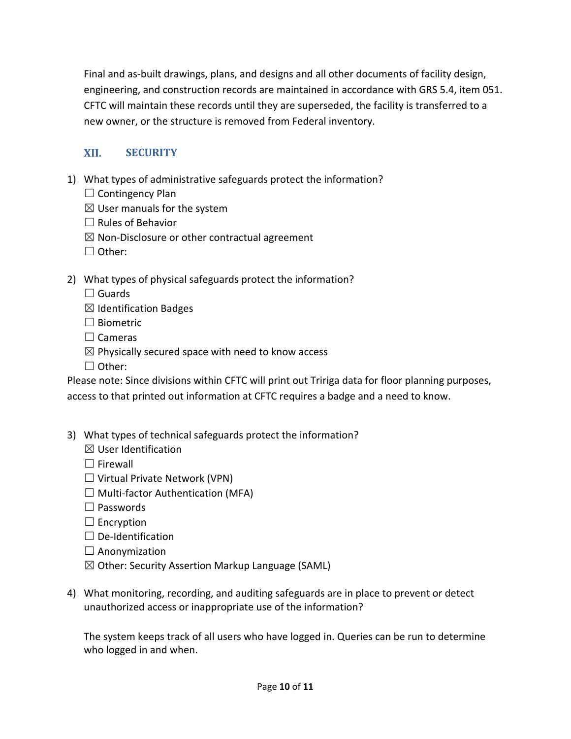Final and as-built drawings, plans, and designs and all other documents of facility design, engineering, and construction records are maintained in accordance with GRS 5.4, item 051. CFTC will maintain these records until they are superseded, the facility is transferred to a new owner, or the structure is removed from Federal inventory.

## XII. SECURITY

1) What types of administrative safeguards protect the information?
   - ☐ Contingency Plan
   - ☒ User manuals for the system
   - ☐ Rules of Behavior
   - ☒ Non-Disclosure or other contractual agreement
   - ☐ Other:

2) What types of physical safeguards protect the information?
   - ☐ Guards
   - ☒ Identification Badges
   - ☐ Biometric
   - ☐ Cameras
   - ☒ Physically secured space with need to know access
   - ☐ Other:

Please note: Since divisions within CFTC will print out Tririga data for floor planning purposes, access to that printed out information at CFTC requires a badge and a need to know.

3) What types of technical safeguards protect the information?
   - ☒ User Identification
   - ☐ Firewall
   - ☐ Virtual Private Network (VPN)
   - ☐ Multi-factor Authentication (MFA)
   - ☐ Passwords
   - ☐ Encryption
   - ☐ De-Identification
   - ☐ Anonymization
   - ☒ Other: Security Assertion Markup Language (SAML)

4) What monitoring, recording, and auditing safeguards are in place to prevent or detect unauthorized access or inappropriate use of the information?

   The system keeps track of all users who have logged in. Queries can be run to determine who logged in and when.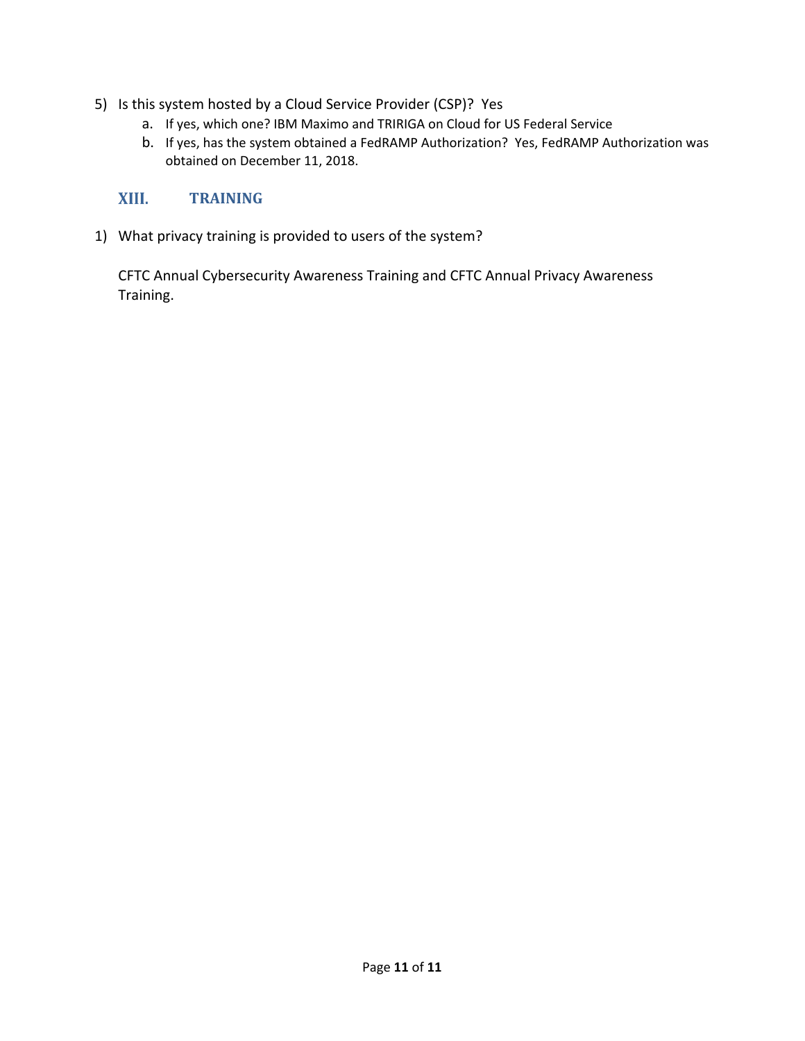5) Is this system hosted by a Cloud Service Provider (CSP)? Yes
    a. If yes, which one? IBM Maximo and TRIRIGA on Cloud for US Federal Service
    b. If yes, has the system obtained a FedRAMP Authorization? Yes, FedRAMP Authorization was obtained on December 11, 2018.

## XIII. TRAINING

1) What privacy training is provided to users of the system?

   CFTC Annual Cybersecurity Awareness Training and CFTC Annual Privacy Awareness Training.